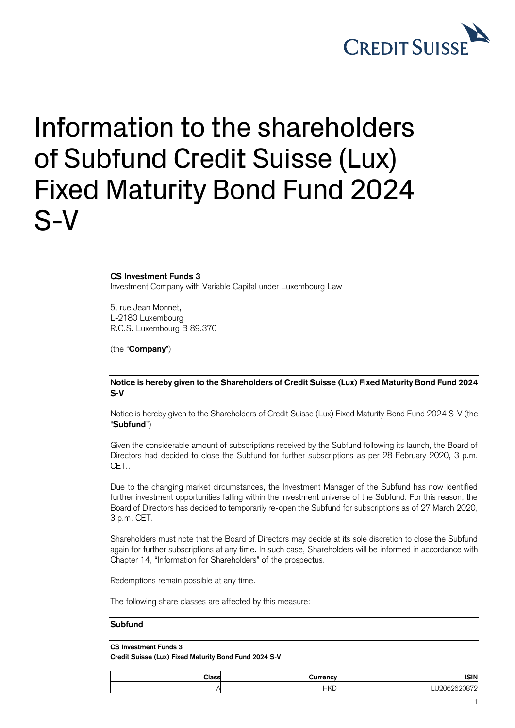# Information to the shareholders of Subfund Credit Suisse (Lux) Fixed Maturity Bond Fund 2024 S-V

**CS Investment Funds 3**
Investment Company with Variable Capital under Luxembourg Law

5, rue Jean Monnet,
L-2180 Luxembourg
R.C.S. Luxembourg B 89.370

(the "**Company**")

**Notice is hereby given to the Shareholders of Credit Suisse (Lux) Fixed Maturity Bond Fund 2024 S-V**

Notice is hereby given to the Shareholders of Credit Suisse (Lux) Fixed Maturity Bond Fund 2024 S-V (the "**Subfund**")

Given the considerable amount of subscriptions received by the Subfund following its launch, the Board of Directors had decided to close the Subfund for further subscriptions as per 28 February 2020, 3 p.m. CET..

Due to the changing market circumstances, the Investment Manager of the Subfund has now identified further investment opportunities falling within the investment universe of the Subfund. For this reason, the Board of Directors has decided to temporarily re-open the Subfund for subscriptions as of 27 March 2020, 3 p.m. CET.

Shareholders must note that the Board of Directors may decide at its sole discretion to close the Subfund again for further subscriptions at any time. In such case, Shareholders will be informed in accordance with Chapter 14, "Information for Shareholders" of the prospectus.

Redemptions remain possible at any time.

The following share classes are affected by this measure:

**Subfund**

**CS Investment Funds 3**
**Credit Suisse (Lux) Fixed Maturity Bond Fund 2024 S-V**

| Class | Currency | ISIN |
|---:|---:|---:|
| A | HKD | LU2062620872 |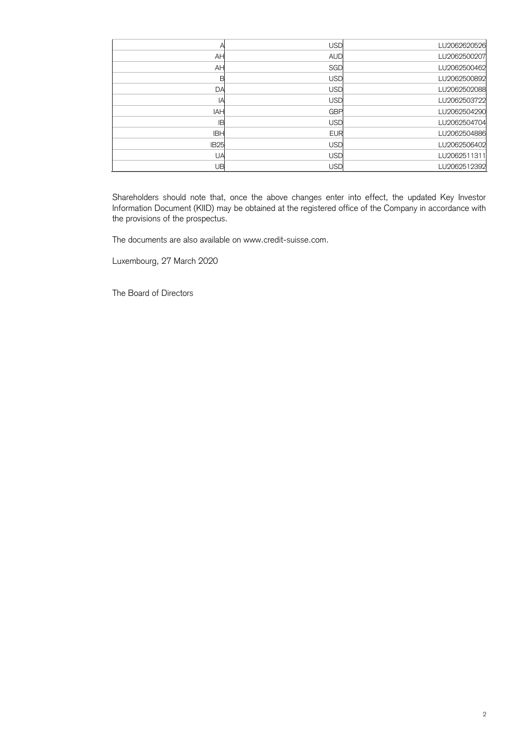| | | |
|---|---|---|
| A | USD | LU2062620526 |
| AH | AUD | LU2062500207 |
| AH | SGD | LU2062500462 |
| B | USD | LU2062500892 |
| DA | USD | LU2062502088 |
| IA | USD | LU2062503722 |
| IAH | GBP | LU2062504290 |
| IB | USD | LU2062504704 |
| IBH | EUR | LU2062504886 |
| IB25 | USD | LU2062506402 |
| UA | USD | LU2062511311 |
| UB | USD | LU2062512392 |

Shareholders should note that, once the above changes enter into effect, the updated Key Investor Information Document (KIID) may be obtained at the registered office of the Company in accordance with the provisions of the prospectus.

The documents are also available on www.credit-suisse.com.

Luxembourg, 27 March 2020

The Board of Directors